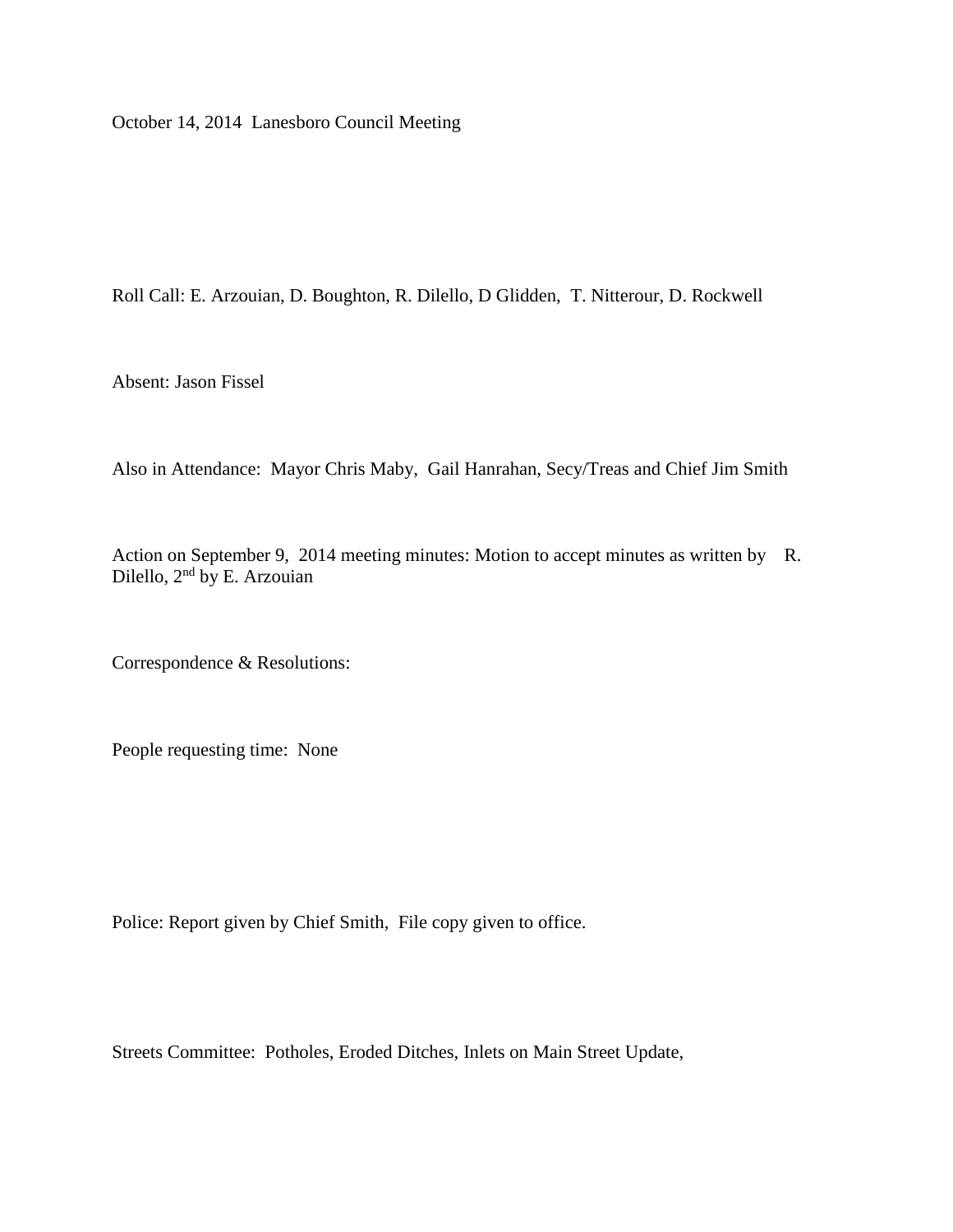October 14, 2014 Lanesboro Council Meeting

Roll Call: E. Arzouian, D. Boughton, R. Dilello, D Glidden, T. Nitterour, D. Rockwell

Absent: Jason Fissel

Also in Attendance: Mayor Chris Maby, Gail Hanrahan, Secy/Treas and Chief Jim Smith

Action on September 9, 2014 meeting minutes: Motion to accept minutes as written by R. Dilello, 2nd by E. Arzouian

Correspondence & Resolutions:

People requesting time: None

Police: Report given by Chief Smith, File copy given to office.

Streets Committee: Potholes, Eroded Ditches, Inlets on Main Street Update,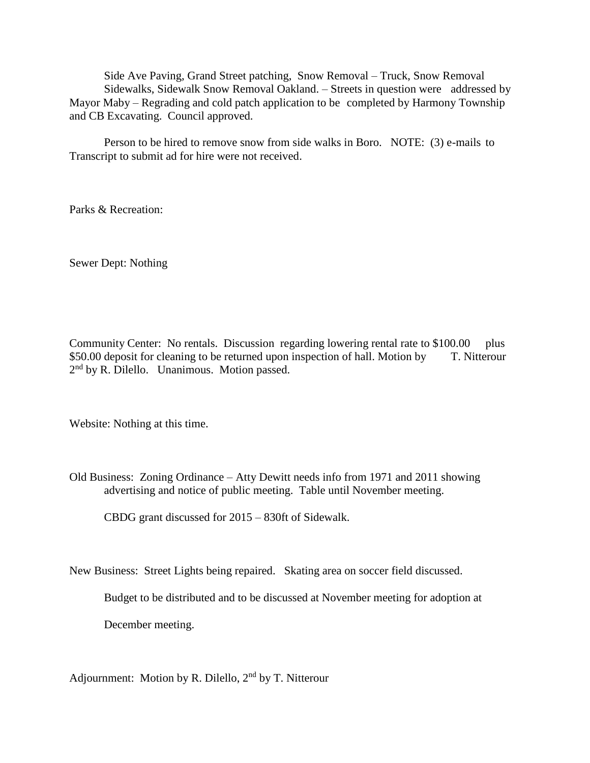Side Ave Paving, Grand Street patching, Snow Removal – Truck, Snow Removal Sidewalks, Sidewalk Snow Removal Oakland. – Streets in question were addressed by Mayor Maby – Regrading and cold patch application to be completed by Harmony Township and CB Excavating. Council approved.

Person to be hired to remove snow from side walks in Boro. NOTE: (3) e-mails to Transcript to submit ad for hire were not received.

Parks & Recreation:

Sewer Dept: Nothing

Community Center: No rentals. Discussion regarding lowering rental rate to $100.00 plus $50.00 deposit for cleaning to be returned upon inspection of hall. Motion by T. Nitterour 2nd by R. Dilello. Unanimous. Motion passed.

Website: Nothing at this time.

Old Business: Zoning Ordinance – Atty Dewitt needs info from 1971 and 2011 showing advertising and notice of public meeting. Table until November meeting.

CBDG grant discussed for 2015 – 830ft of Sidewalk.

New Business: Street Lights being repaired. Skating area on soccer field discussed.

Budget to be distributed and to be discussed at November meeting for adoption at December meeting.

Adjournment: Motion by R. Dilello, 2nd by T. Nitterour